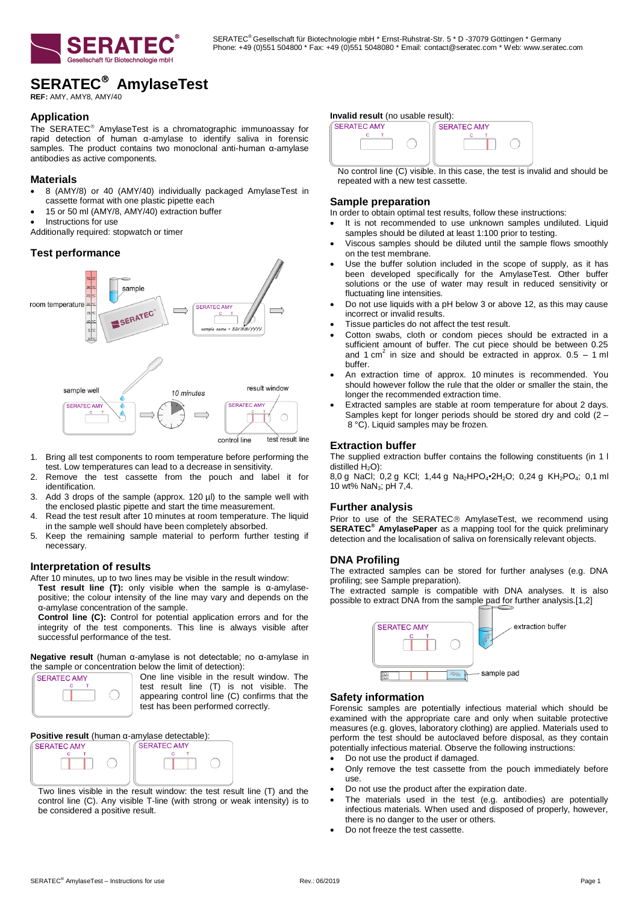SERATEC® Gesellschaft für Biotechnologie mbH * Ernst-Ruhstrat-Str. 5 * D -37079 Göttingen * Germany
Phone: +49 (0)551 504800 * Fax: +49 (0)551 5048080 * Email: contact@seratec.com * Web: www.seratec.com

# SERATEC® AmylaseTest

**REF:** AMY, AMY8, AMY/40

## Application

The SERATEC® AmylaseTest is a chromatographic immunoassay for rapid detection of human α-amylase to identify saliva in forensic samples. The product contains two monoclonal anti-human α-amylase antibodies as active components.

## Materials

- 8 (AMY/8) or 40 (AMY/40) individually packaged AmylaseTest in cassette format with one plastic pipette each
- 15 or 50 ml (AMY/8, AMY/40) extraction buffer
- Instructions for use

Additionally required: stopwatch or timer

## Test performance

1. Bring all test components to room temperature before performing the test. Low temperatures can lead to a decrease in sensitivity.
2. Remove the test cassette from the pouch and label it for identification.
3. Add 3 drops of the sample (approx. 120 µl) to the sample well with the enclosed plastic pipette and start the time measurement.
4. Read the test result after 10 minutes at room temperature. The liquid in the sample well should have been completely absorbed.
5. Keep the remaining sample material to perform further testing if necessary.

## Interpretation of results

After 10 minutes, up to two lines may be visible in the result window:

**Test result line (T):** only visible when the sample is α-amylase-positive; the colour intensity of the line may vary and depends on the α-amylase concentration of the sample.

**Control line (C):** Control for potential application errors and for the integrity of the test components. This line is always visible after successful performance of the test.

**Negative result** (human α-amylase is not detectable; no α-amylase in the sample or concentration below the limit of detection):

One line visible in the result window. The test result line (T) is not visible. The appearing control line (C) confirms that the test has been performed correctly.

**Positive result** (human α-amylase detectable):

Two lines visible in the result window: the test result line (T) and the control line (C). Any visible T-line (with strong or weak intensity) is to be considered a positive result.

**Invalid result** (no usable result):

No control line (C) visible. In this case, the test is invalid and should be repeated with a new test cassette.

## Sample preparation

In order to obtain optimal test results, follow these instructions:

- It is not recommended to use unknown samples undiluted. Liquid samples should be diluted at least 1:100 prior to testing.
- Viscous samples should be diluted until the sample flows smoothly on the test membrane.
- Use the buffer solution included in the scope of supply, as it has been developed specifically for the AmylaseTest. Other buffer solutions or the use of water may result in reduced sensitivity or fluctuating line intensities.
- Do not use liquids with a pH below 3 or above 12, as this may cause incorrect or invalid results.
- Tissue particles do not affect the test result.
- Cotton swabs, cloth or condom pieces should be extracted in a sufficient amount of buffer. The cut piece should be between 0.25 and 1 $cm^2$ in size and should be extracted in approx. 0.5 – 1 ml buffer.
- An extraction time of approx. 10 minutes is recommended. You should however follow the rule that the older or smaller the stain, the longer the recommended extraction time.
- Extracted samples are stable at room temperature for about 2 days. Samples kept for longer periods should be stored dry and cold (2 – 8 °C). Liquid samples may be frozen.

## Extraction buffer

The supplied extraction buffer contains the following constituents (in 1 l distilled $H_2O$):

8,0 g NaCl; 0,2 g KCl; 1,44 g $Na_2HPO_4 \cdot 2H_2O$; 0,24 g $KH_2PO_4$; 0,1 ml 10 wt% $NaN_3$; pH 7,4.

## Further analysis

Prior to use of the SERATEC® AmylaseTest, we recommend using **SERATEC® AmylasePaper** as a mapping tool for the quick preliminary detection and the localisation of saliva on forensically relevant objects.

## DNA Profiling

The extracted samples can be stored for further analyses (e.g. DNA profiling; see Sample preparation).

The extracted sample is compatible with DNA analyses. It is also possible to extract DNA from the sample pad for further analysis.[1,2]

## Safety information

Forensic samples are potentially infectious material which should be examined with the appropriate care and only when suitable protective measures (e.g. gloves, laboratory clothing) are applied. Materials used to perform the test should be autoclaved before disposal, as they contain potentially infectious material. Observe the following instructions:

- Do not use the product if damaged.
- Only remove the test cassette from the pouch immediately before use.
- Do not use the product after the expiration date.
- The materials used in the test (e.g. antibodies) are potentially infectious materials. When used and disposed of properly, however, there is no danger to the user or others.
- Do not freeze the test cassette.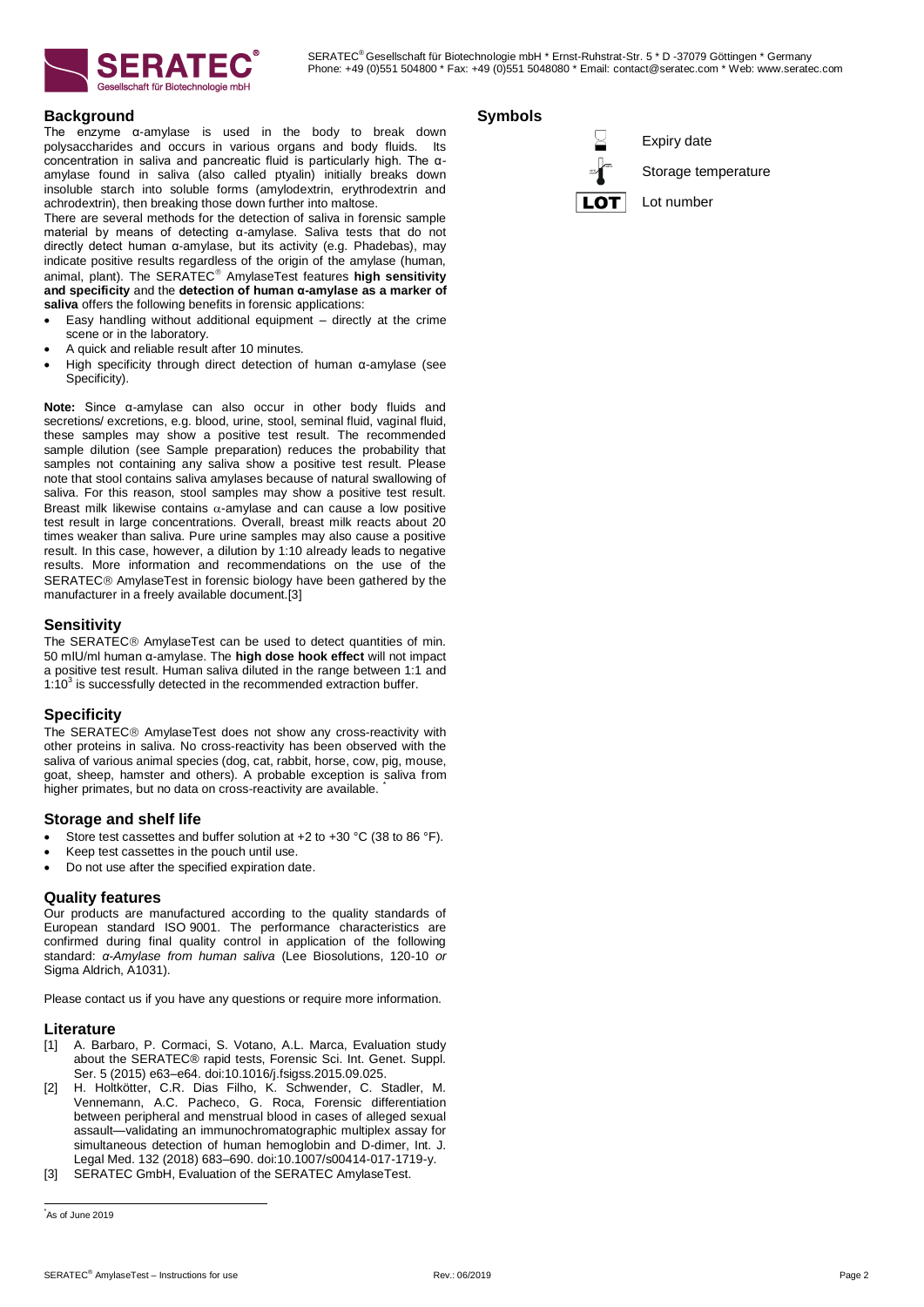SERATEC® Gesellschaft für Biotechnologie mbH * Ernst-Ruhstrat-Str. 5 * D -37079 Göttingen * Germany
Phone: +49 (0)551 504800 * Fax: +49 (0)551 5048080 * Email: contact@seratec.com * Web: www.seratec.com

## Background

The enzyme α-amylase is used in the body to break down polysaccharides and occurs in various organs and body fluids. Its concentration in saliva and pancreatic fluid is particularly high. The α-amylase found in saliva (also called ptyalin) initially breaks down insoluble starch into soluble forms (amylodextrin, erythrodextrin and achrodextrin), then breaking those down further into maltose.

There are several methods for the detection of saliva in forensic sample material by means of detecting α-amylase. Saliva tests that do not directly detect human α-amylase, but its activity (e.g. Phadebas), may indicate positive results regardless of the origin of the amylase (human, animal, plant). The SERATEC® AmylaseTest features **high sensitivity and specificity** and the **detection of human α-amylase as a marker of saliva** offers the following benefits in forensic applications:

- Easy handling without additional equipment – directly at the crime scene or in the laboratory.
- A quick and reliable result after 10 minutes.
- High specificity through direct detection of human α-amylase (see Specificity).

**Note:** Since α-amylase can also occur in other body fluids and secretions/ excretions, e.g. blood, urine, stool, seminal fluid, vaginal fluid, these samples may show a positive test result. The recommended sample dilution (see Sample preparation) reduces the probability that samples not containing any saliva show a positive test result. Please note that stool contains saliva amylases because of natural swallowing of saliva. For this reason, stool samples may show a positive test result. Breast milk likewise contains α-amylase and can cause a low positive test result in large concentrations. Overall, breast milk reacts about 20 times weaker than saliva. Pure urine samples may also cause a positive result. In this case, however, a dilution by 1:10 already leads to negative results. More information and recommendations on the use of the SERATEC® AmylaseTest in forensic biology have been gathered by the manufacturer in a freely available document.[3]

## Sensitivity

The SERATEC® AmylaseTest can be used to detect quantities of min. 50 mIU/ml human α-amylase. The **high dose hook effect** will not impact a positive test result. Human saliva diluted in the range between 1:1 and $1:10^3$ is successfully detected in the recommended extraction buffer.

## Specificity

The SERATEC® AmylaseTest does not show any cross-reactivity with other proteins in saliva. No cross-reactivity has been observed with the saliva of various animal species (dog, cat, rabbit, horse, cow, pig, mouse, goat, sheep, hamster and others). A probable exception is saliva from higher primates, but no data on cross-reactivity are available. [*]

## Storage and shelf life

- Store test cassettes and buffer solution at +2 to +30 °C (38 to 86 °F).
- Keep test cassettes in the pouch until use.
- Do not use after the specified expiration date.

## Quality features

Our products are manufactured according to the quality standards of European standard ISO 9001. The performance characteristics are confirmed during final quality control in application of the following standard: *α-Amylase from human saliva* (Lee Biosolutions, 120-10 *or* Sigma Aldrich, A1031).

Please contact us if you have any questions or require more information.

## Literature

[1] A. Barbaro, P. Cormaci, S. Votano, A.L. Marca, Evaluation study about the SERATEC® rapid tests, Forensic Sci. Int. Genet. Suppl. Ser. 5 (2015) e63–e64. doi:10.1016/j.fsigss.2015.09.025.

[2] H. Holtkötter, C.R. Dias Filho, K. Schwender, C. Stadler, M. Vennemann, A.C. Pacheco, G. Roca, Forensic differentiation between peripheral and menstrual blood in cases of alleged sexual assault—validating an immunochromatographic multiplex assay for simultaneous detection of human hemoglobin and D-dimer, Int. J. Legal Med. 132 (2018) 683–690. doi:10.1007/s00414-017-1719-y.

[3] SERATEC GmbH, Evaluation of the SERATEC AmylaseTest.

## Symbols

- Expiry date
- Storage temperature
- LOT – Lot number

[*] As of June 2019